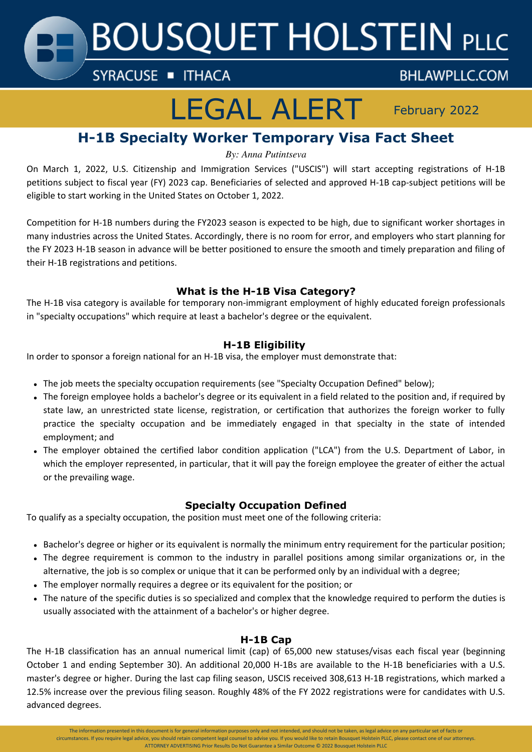# BOUSQUET HOLSTEIN PLLC

SYRACUSE ▪ ITHACA

BHLAWPLLC.COM

# LEGAL ALERT

February 2022

## H-1B Specialty Worker Temporary Visa Fact Sheet

*By: Anna Putintseva*

On March 1, 2022, U.S. Citizenship and Immigration Services ("USCIS") will start accepting registrations of H-1B petitions subject to fiscal year (FY) 2023 cap. Beneficiaries of selected and approved H-1B cap-subject petitions will be eligible to start working in the United States on October 1, 2022.

Competition for H-1B numbers during the FY2023 season is expected to be high, due to significant worker shortages in many industries across the United States. Accordingly, there is no room for error, and employers who start planning for the FY 2023 H-1B season in advance will be better positioned to ensure the smooth and timely preparation and filing of their H-1B registrations and petitions.

### What is the H-1B Visa Category?

The H-1B visa category is available for temporary non-immigrant employment of highly educated foreign professionals in "specialty occupations" which require at least a bachelor's degree or the equivalent.

### H-1B Eligibility

In order to sponsor a foreign national for an H-1B visa, the employer must demonstrate that:

- The job meets the specialty occupation requirements (see "Specialty Occupation Defined" below);
- The foreign employee holds a bachelor's degree or its equivalent in a field related to the position and, if required by state law, an unrestricted state license, registration, or certification that authorizes the foreign worker to fully practice the specialty occupation and be immediately engaged in that specialty in the state of intended employment; and
- The employer obtained the certified labor condition application ("LCA") from the U.S. Department of Labor, in which the employer represented, in particular, that it will pay the foreign employee the greater of either the actual or the prevailing wage.

### Specialty Occupation Defined

To qualify as a specialty occupation, the position must meet one of the following criteria:

- Bachelor's degree or higher or its equivalent is normally the minimum entry requirement for the particular position;
- The degree requirement is common to the industry in parallel positions among similar organizations or, in the alternative, the job is so complex or unique that it can be performed only by an individual with a degree;
- The employer normally requires a degree or its equivalent for the position; or
- The nature of the specific duties is so specialized and complex that the knowledge required to perform the duties is usually associated with the attainment of a bachelor's or higher degree.

### H-1B Cap

The H-1B classification has an annual numerical limit (cap) of 65,000 new statuses/visas each fiscal year (beginning October 1 and ending September 30). An additional 20,000 H-1Bs are available to the H-1B beneficiaries with a U.S. master's degree or higher. During the last cap filing season, USCIS received 308,613 H-1B registrations, which marked a 12.5% increase over the previous filing season. Roughly 48% of the FY 2022 registrations were for candidates with U.S. advanced degrees.

The information presented in this document is for general information purposes only and not intended, and should not be taken, as legal advice on any particular set of facts or circumstances. If you require legal advice, you should retain competent legal counsel to advise you. If you would like to retain Bousquet Holstein PLLC, please contact one of our attorneys. ATTORNEY ADVERTISING Prior Results Do Not Guarantee a Similar Outcome © 2022 Bousquet Holstein PLLC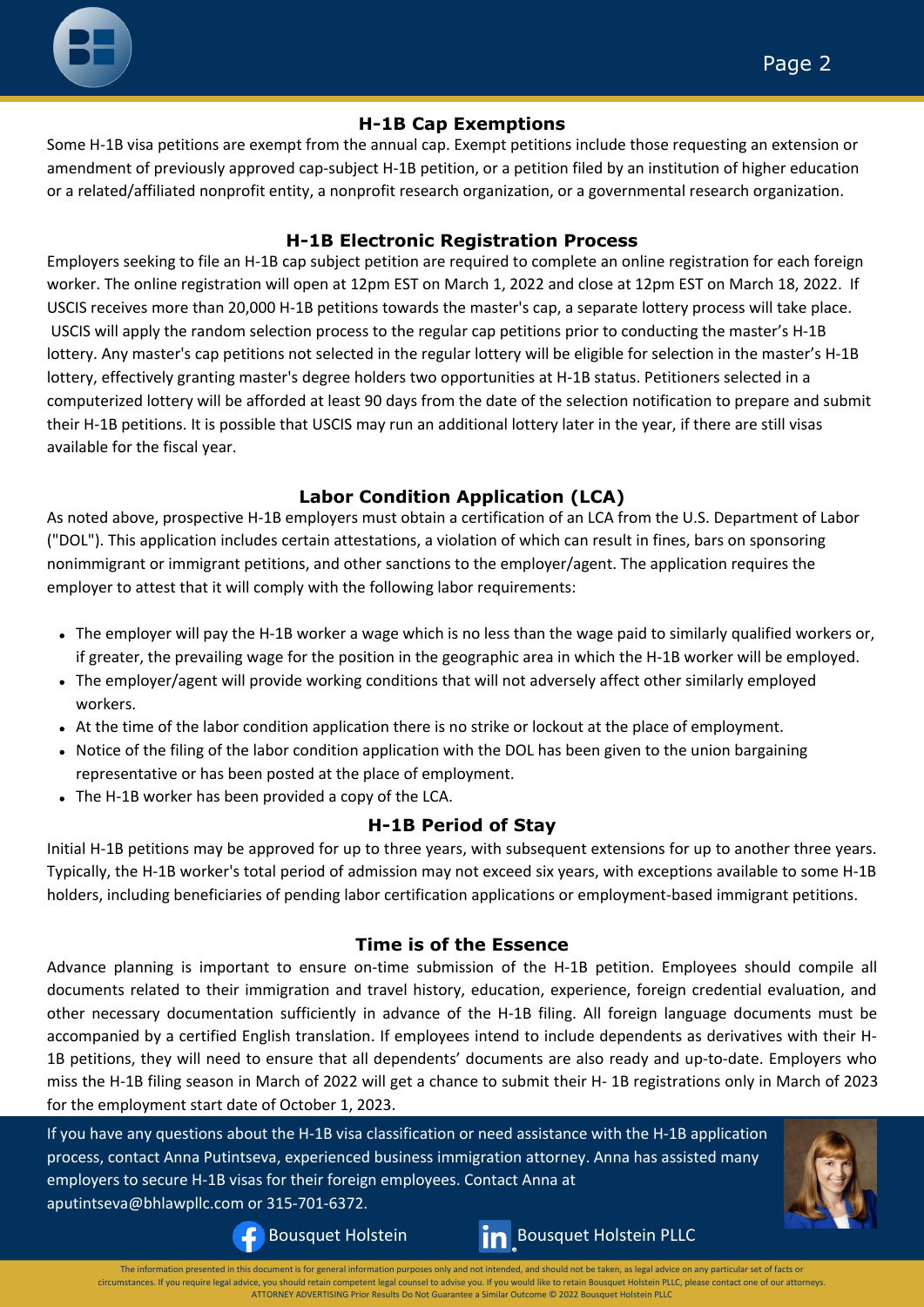## H-1B Cap Exemptions

Some H-1B visa petitions are exempt from the annual cap. Exempt petitions include those requesting an extension or amendment of previously approved cap-subject H-1B petition, or a petition filed by an institution of higher education or a related/affiliated nonprofit entity, a nonprofit research organization, or a governmental research organization.

## H-1B Electronic Registration Process

Employers seeking to file an H-1B cap subject petition are required to complete an online registration for each foreign worker. The online registration will open at 12pm EST on March 1, 2022 and close at 12pm EST on March 18, 2022. If USCIS receives more than 20,000 H-1B petitions towards the master's cap, a separate lottery process will take place. USCIS will apply the random selection process to the regular cap petitions prior to conducting the master's H-1B lottery. Any master's cap petitions not selected in the regular lottery will be eligible for selection in the master's H-1B lottery, effectively granting master's degree holders two opportunities at H-1B status. Petitioners selected in a computerized lottery will be afforded at least 90 days from the date of the selection notification to prepare and submit their H-1B petitions. It is possible that USCIS may run an additional lottery later in the year, if there are still visas available for the fiscal year.

## Labor Condition Application (LCA)

As noted above, prospective H-1B employers must obtain a certification of an LCA from the U.S. Department of Labor ("DOL"). This application includes certain attestations, a violation of which can result in fines, bars on sponsoring nonimmigrant or immigrant petitions, and other sanctions to the employer/agent. The application requires the employer to attest that it will comply with the following labor requirements:

- The employer will pay the H-1B worker a wage which is no less than the wage paid to similarly qualified workers or, if greater, the prevailing wage for the position in the geographic area in which the H-1B worker will be employed.
- The employer/agent will provide working conditions that will not adversely affect other similarly employed workers.
- At the time of the labor condition application there is no strike or lockout at the place of employment.
- Notice of the filing of the labor condition application with the DOL has been given to the union bargaining representative or has been posted at the place of employment.
- The H-1B worker has been provided a copy of the LCA.

## H-1B Period of Stay

Initial H-1B petitions may be approved for up to three years, with subsequent extensions for up to another three years. Typically, the H-1B worker's total period of admission may not exceed six years, with exceptions available to some H-1B holders, including beneficiaries of pending labor certification applications or employment-based immigrant petitions.

## Time is of the Essence

Advance planning is important to ensure on-time submission of the H-1B petition. Employees should compile all documents related to their immigration and travel history, education, experience, foreign credential evaluation, and other necessary documentation sufficiently in advance of the H-1B filing. All foreign language documents must be accompanied by a certified English translation. If employees intend to include dependents as derivatives with their H-1B petitions, they will need to ensure that all dependents' documents are also ready and up-to-date. Employers who miss the H-1B filing season in March of 2022 will get a chance to submit their H- 1B registrations only in March of 2023 for the employment start date of October 1, 2023.

If you have any questions about the H-1B visa classification or need assistance with the H-1B application process, contact Anna Putintseva, experienced business immigration attorney. Anna has assisted many employers to secure H-1B visas for their foreign employees. Contact Anna at aputintseva@bhlawpllc.com or 315-701-6372.

Bousquet Holstein

Bousquet Holstein PLLC

The information presented in this document is for general information purposes only and not intended, and should not be taken, as legal advice on any particular set of facts or circumstances. If you require legal advice, you should retain competent legal counsel to advise you. If you would like to retain Bousquet Holstein PLLC, please contact one of our attorneys. ATTORNEY ADVERTISING Prior Results Do Not Guarantee a Similar Outcome © 2022 Bousquet Holstein PLLC